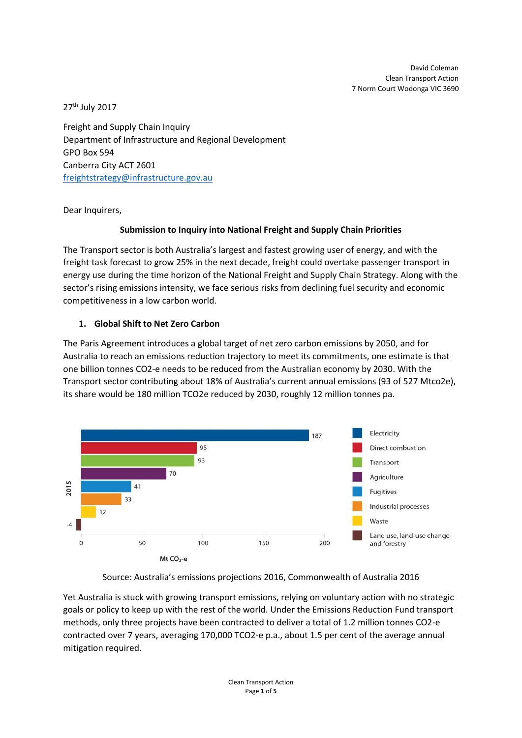David Coleman
Clean Transport Action
7 Norm Court Wodonga VIC 3690

27th July 2017

Freight and Supply Chain Inquiry
Department of Infrastructure and Regional Development
GPO Box 594
Canberra City ACT 2601
freightstrategy@infrastructure.gov.au

Dear Inquirers,

**Submission to Inquiry into National Freight and Supply Chain Priorities**

The Transport sector is both Australia's largest and fastest growing user of energy, and with the freight task forecast to grow 25% in the next decade, freight could overtake passenger transport in energy use during the time horizon of the National Freight and Supply Chain Strategy. Along with the sector's rising emissions intensity, we face serious risks from declining fuel security and economic competitiveness in a low carbon world.

## 1. Global Shift to Net Zero Carbon

The Paris Agreement introduces a global target of net zero carbon emissions by 2050, and for Australia to reach an emissions reduction trajectory to meet its commitments, one estimate is that one billion tonnes CO2-e needs to be reduced from the Australian economy by 2030. With the Transport sector contributing about 18% of Australia's current annual emissions (93 of 527 Mtco2e), its share would be 180 million TCO2e reduced by 2030, roughly 12 million tonnes pa.

| 2015 | Mt $CO_2$-e |
|---|---|
| Electricity | 187 |
| Direct combustion | 95 |
| Transport | 93 |
| Agriculture | 70 |
| Fugitives | 41 |
| Industrial processes | 33 |
| Waste | 12 |
| Land use, land-use change and forestry | -4 |

Source: Australia's emissions projections 2016, Commonwealth of Australia 2016

Yet Australia is stuck with growing transport emissions, relying on voluntary action with no strategic goals or policy to keep up with the rest of the world. Under the Emissions Reduction Fund transport methods, only three projects have been contracted to deliver a total of 1.2 million tonnes CO2-e contracted over 7 years, averaging 170,000 TCO2-e p.a., about 1.5 per cent of the average annual mitigation required.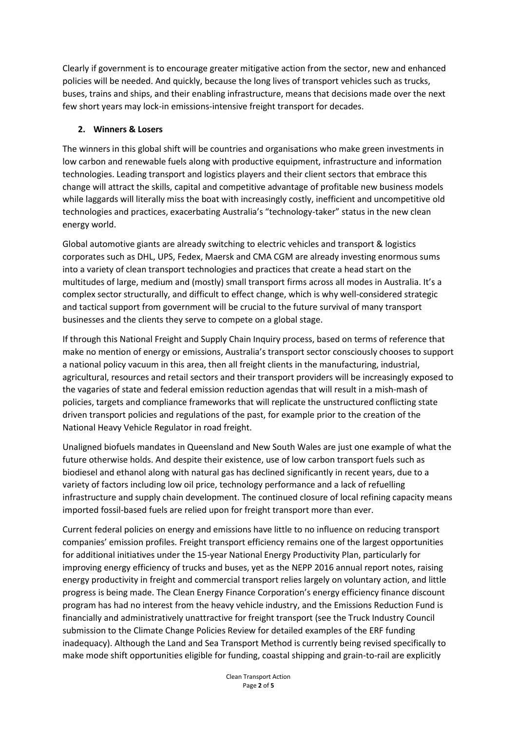Clearly if government is to encourage greater mitigative action from the sector, new and enhanced policies will be needed. And quickly, because the long lives of transport vehicles such as trucks, buses, trains and ships, and their enabling infrastructure, means that decisions made over the next few short years may lock-in emissions-intensive freight transport for decades.

## 2. Winners & Losers

The winners in this global shift will be countries and organisations who make green investments in low carbon and renewable fuels along with productive equipment, infrastructure and information technologies. Leading transport and logistics players and their client sectors that embrace this change will attract the skills, capital and competitive advantage of profitable new business models while laggards will literally miss the boat with increasingly costly, inefficient and uncompetitive old technologies and practices, exacerbating Australia's "technology-taker" status in the new clean energy world.

Global automotive giants are already switching to electric vehicles and transport & logistics corporates such as DHL, UPS, Fedex, Maersk and CMA CGM are already investing enormous sums into a variety of clean transport technologies and practices that create a head start on the multitudes of large, medium and (mostly) small transport firms across all modes in Australia. It's a complex sector structurally, and difficult to effect change, which is why well-considered strategic and tactical support from government will be crucial to the future survival of many transport businesses and the clients they serve to compete on a global stage.

If through this National Freight and Supply Chain Inquiry process, based on terms of reference that make no mention of energy or emissions, Australia's transport sector consciously chooses to support a national policy vacuum in this area, then all freight clients in the manufacturing, industrial, agricultural, resources and retail sectors and their transport providers will be increasingly exposed to the vagaries of state and federal emission reduction agendas that will result in a mish-mash of policies, targets and compliance frameworks that will replicate the unstructured conflicting state driven transport policies and regulations of the past, for example prior to the creation of the National Heavy Vehicle Regulator in road freight.

Unaligned biofuels mandates in Queensland and New South Wales are just one example of what the future otherwise holds. And despite their existence, use of low carbon transport fuels such as biodiesel and ethanol along with natural gas has declined significantly in recent years, due to a variety of factors including low oil price, technology performance and a lack of refuelling infrastructure and supply chain development. The continued closure of local refining capacity means imported fossil-based fuels are relied upon for freight transport more than ever.

Current federal policies on energy and emissions have little to no influence on reducing transport companies' emission profiles. Freight transport efficiency remains one of the largest opportunities for additional initiatives under the 15-year National Energy Productivity Plan, particularly for improving energy efficiency of trucks and buses, yet as the NEPP 2016 annual report notes, raising energy productivity in freight and commercial transport relies largely on voluntary action, and little progress is being made. The Clean Energy Finance Corporation's energy efficiency finance discount program has had no interest from the heavy vehicle industry, and the Emissions Reduction Fund is financially and administratively unattractive for freight transport (see the Truck Industry Council submission to the Climate Change Policies Review for detailed examples of the ERF funding inadequacy). Although the Land and Sea Transport Method is currently being revised specifically to make mode shift opportunities eligible for funding, coastal shipping and grain-to-rail are explicitly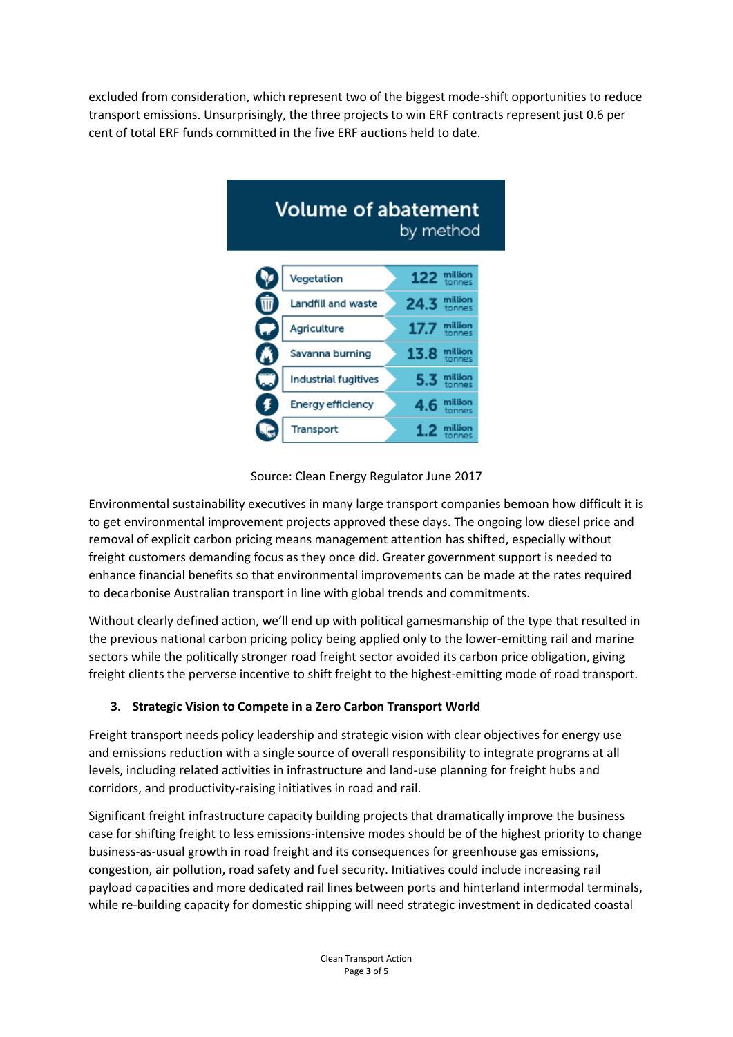excluded from consideration, which represent two of the biggest mode-shift opportunities to reduce transport emissions. Unsurprisingly, the three projects to win ERF contracts represent just 0.6 per cent of total ERF funds committed in the five ERF auctions held to date.

**Volume of abatement by method**

| Method | Volume |
| --- | --- |
| Vegetation | 122 million tonnes |
| Landfill and waste | 24.3 million tonnes |
| Agriculture | 17.7 million tonnes |
| Savanna burning | 13.8 million tonnes |
| Industrial fugitives | 5.3 million tonnes |
| Energy efficiency | 4.6 million tonnes |
| Transport | 1.2 million tonnes |

Source: Clean Energy Regulator June 2017

Environmental sustainability executives in many large transport companies bemoan how difficult it is to get environmental improvement projects approved these days. The ongoing low diesel price and removal of explicit carbon pricing means management attention has shifted, especially without freight customers demanding focus as they once did. Greater government support is needed to enhance financial benefits so that environmental improvements can be made at the rates required to decarbonise Australian transport in line with global trends and commitments.

Without clearly defined action, we'll end up with political gamesmanship of the type that resulted in the previous national carbon pricing policy being applied only to the lower-emitting rail and marine sectors while the politically stronger road freight sector avoided its carbon price obligation, giving freight clients the perverse incentive to shift freight to the highest-emitting mode of road transport.

### 3. Strategic Vision to Compete in a Zero Carbon Transport World

Freight transport needs policy leadership and strategic vision with clear objectives for energy use and emissions reduction with a single source of overall responsibility to integrate programs at all levels, including related activities in infrastructure and land-use planning for freight hubs and corridors, and productivity-raising initiatives in road and rail.

Significant freight infrastructure capacity building projects that dramatically improve the business case for shifting freight to less emissions-intensive modes should be of the highest priority to change business-as-usual growth in road freight and its consequences for greenhouse gas emissions, congestion, air pollution, road safety and fuel security. Initiatives could include increasing rail payload capacities and more dedicated rail lines between ports and hinterland intermodal terminals, while re-building capacity for domestic shipping will need strategic investment in dedicated coastal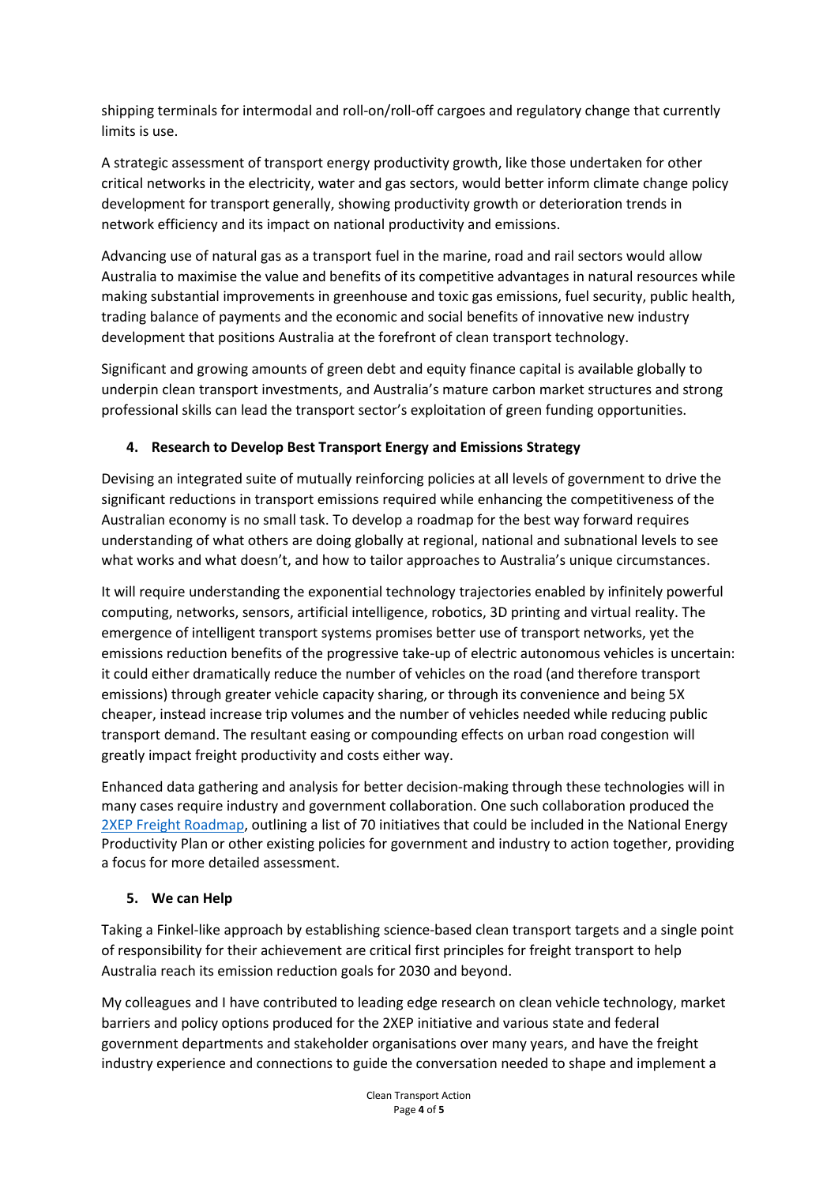shipping terminals for intermodal and roll-on/roll-off cargoes and regulatory change that currently limits is use.

A strategic assessment of transport energy productivity growth, like those undertaken for other critical networks in the electricity, water and gas sectors, would better inform climate change policy development for transport generally, showing productivity growth or deterioration trends in network efficiency and its impact on national productivity and emissions.

Advancing use of natural gas as a transport fuel in the marine, road and rail sectors would allow Australia to maximise the value and benefits of its competitive advantages in natural resources while making substantial improvements in greenhouse and toxic gas emissions, fuel security, public health, trading balance of payments and the economic and social benefits of innovative new industry development that positions Australia at the forefront of clean transport technology.

Significant and growing amounts of green debt and equity finance capital is available globally to underpin clean transport investments, and Australia's mature carbon market structures and strong professional skills can lead the transport sector's exploitation of green funding opportunities.

## 4. Research to Develop Best Transport Energy and Emissions Strategy

Devising an integrated suite of mutually reinforcing policies at all levels of government to drive the significant reductions in transport emissions required while enhancing the competitiveness of the Australian economy is no small task. To develop a roadmap for the best way forward requires understanding of what others are doing globally at regional, national and subnational levels to see what works and what doesn't, and how to tailor approaches to Australia's unique circumstances.

It will require understanding the exponential technology trajectories enabled by infinitely powerful computing, networks, sensors, artificial intelligence, robotics, 3D printing and virtual reality. The emergence of intelligent transport systems promises better use of transport networks, yet the emissions reduction benefits of the progressive take-up of electric autonomous vehicles is uncertain: it could either dramatically reduce the number of vehicles on the road (and therefore transport emissions) through greater vehicle capacity sharing, or through its convenience and being 5X cheaper, instead increase trip volumes and the number of vehicles needed while reducing public transport demand. The resultant easing or compounding effects on urban road congestion will greatly impact freight productivity and costs either way.

Enhanced data gathering and analysis for better decision-making through these technologies will in many cases require industry and government collaboration. One such collaboration produced the 2XEP Freight Roadmap, outlining a list of 70 initiatives that could be included in the National Energy Productivity Plan or other existing policies for government and industry to action together, providing a focus for more detailed assessment.

## 5. We can Help

Taking a Finkel-like approach by establishing science-based clean transport targets and a single point of responsibility for their achievement are critical first principles for freight transport to help Australia reach its emission reduction goals for 2030 and beyond.

My colleagues and I have contributed to leading edge research on clean vehicle technology, market barriers and policy options produced for the 2XEP initiative and various state and federal government departments and stakeholder organisations over many years, and have the freight industry experience and connections to guide the conversation needed to shape and implement a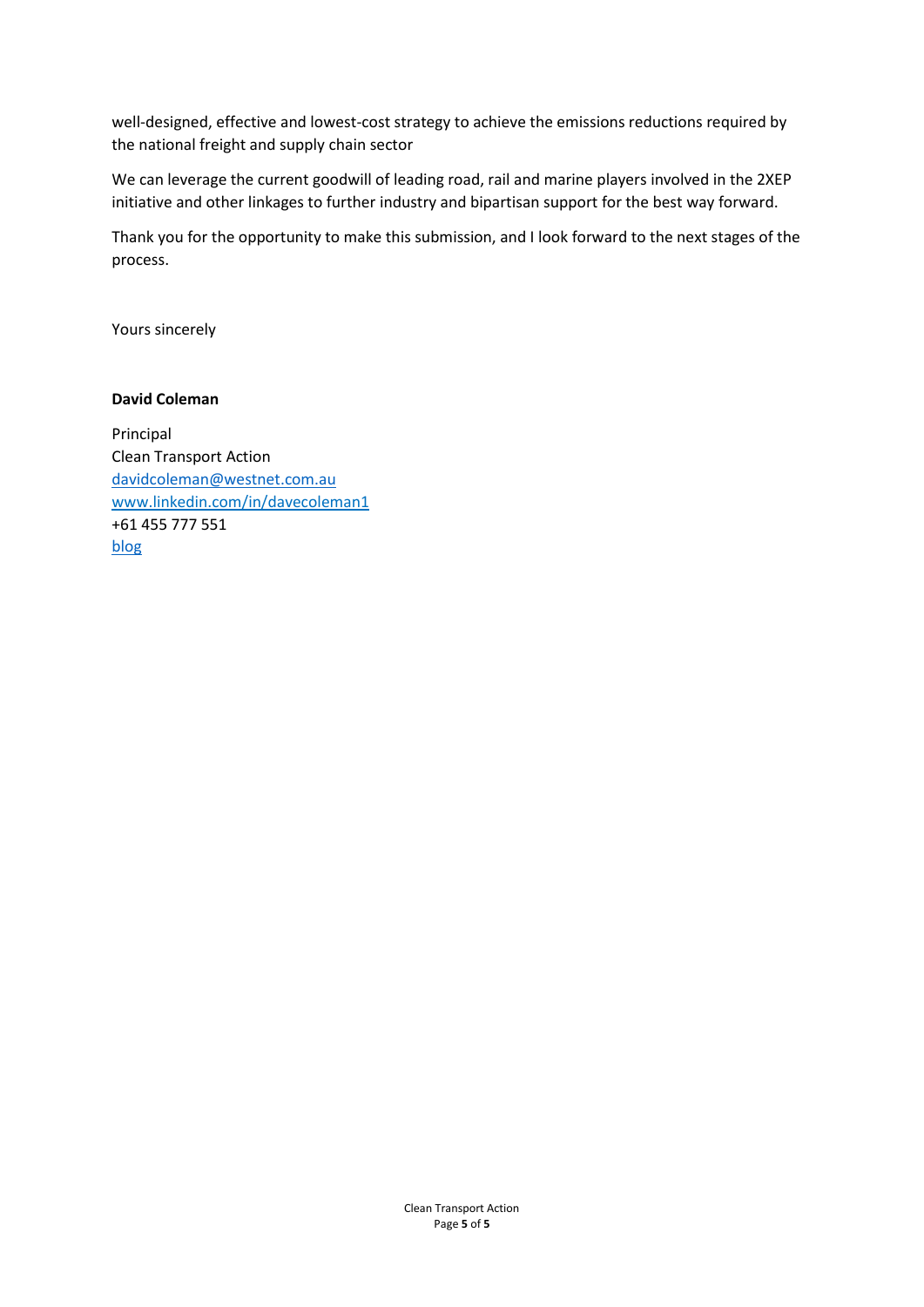well-designed, effective and lowest-cost strategy to achieve the emissions reductions required by the national freight and supply chain sector

We can leverage the current goodwill of leading road, rail and marine players involved in the 2XEP initiative and other linkages to further industry and bipartisan support for the best way forward.

Thank you for the opportunity to make this submission, and I look forward to the next stages of the process.

Yours sincerely

**David Coleman**

Principal
Clean Transport Action
davidcoleman@westnet.com.au
www.linkedin.com/in/davecoleman1
+61 455 777 551
blog